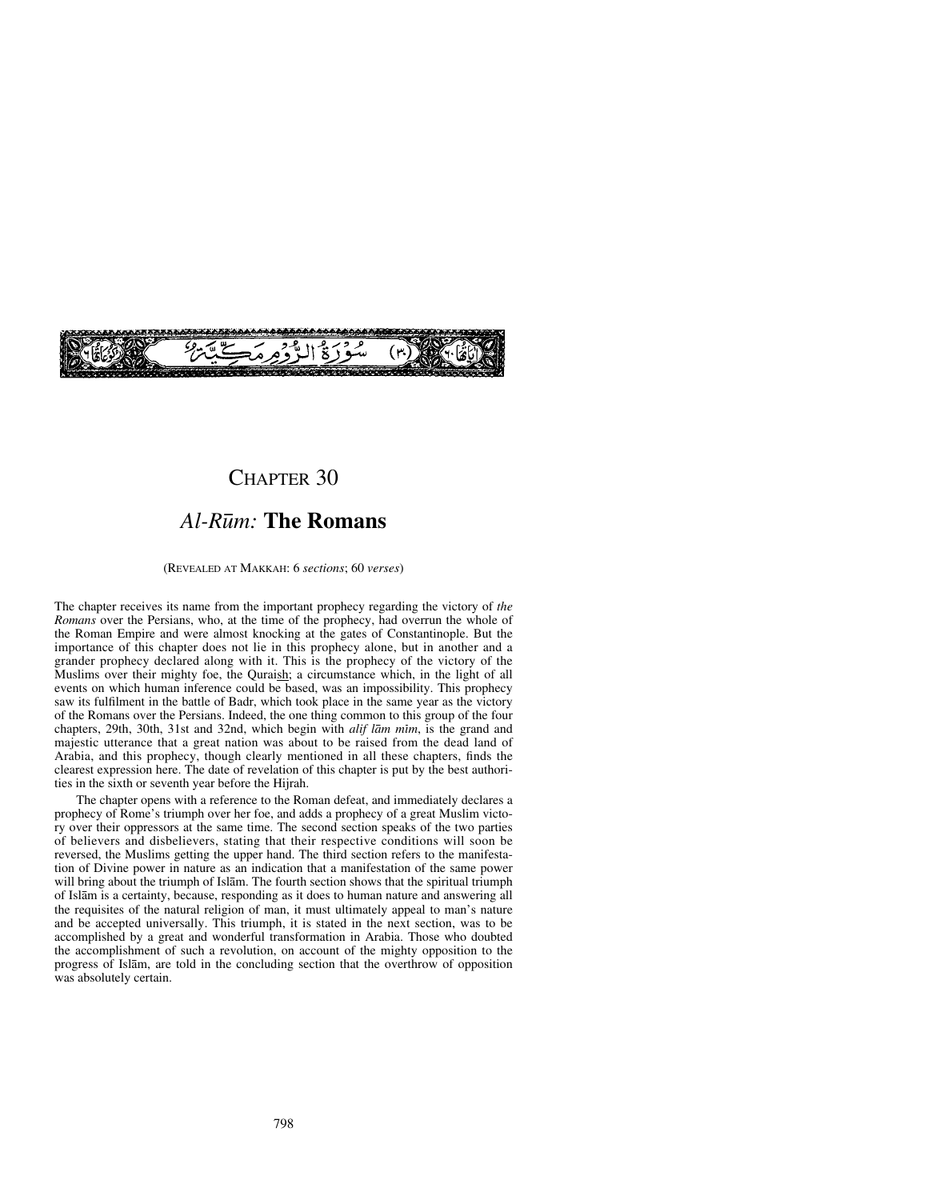سُوْرَةُ الرُّوْمِ مَكِّيَّةٌ (٣٠)

# Chapter 30

## *Al-Rūm:* **The Romans**

(Revealed at Makkah: 6 *sections*; 60 *verses*)

The chapter receives its name from the important prophecy regarding the victory of *the Romans* over the Persians, who, at the time of the prophecy, had overrun the whole of the Roman Empire and were almost knocking at the gates of Constantinople. But the importance of this chapter does not lie in this prophecy alone, but in another and a grander prophecy declared along with it. This is the prophecy of the victory of the Muslims over their mighty foe, the Quraish; a circumstance which, in the light of all events on which human inference could be based, was an impossibility. This prophecy saw its fulfilment in the battle of Badr, which took place in the same year as the victory of the Romans over the Persians. Indeed, the one thing common to this group of the four chapters, 29th, 30th, 31st and 32nd, which begin with *alif lām mīm*, is the grand and majestic utterance that a great nation was about to be raised from the dead land of Arabia, and this prophecy, though clearly mentioned in all these chapters, finds the clearest expression here. The date of revelation of this chapter is put by the best authorities in the sixth or seventh year before the Hijrah.

The chapter opens with a reference to the Roman defeat, and immediately declares a prophecy of Rome's triumph over her foe, and adds a prophecy of a great Muslim victory over their oppressors at the same time. The second section speaks of the two parties of believers and disbelievers, stating that their respective conditions will soon be reversed, the Muslims getting the upper hand. The third section refers to the manifestation of Divine power in nature as an indication that a manifestation of the same power will bring about the triumph of Islām. The fourth section shows that the spiritual triumph of Islām is a certainty, because, responding as it does to human nature and answering all the requisites of the natural religion of man, it must ultimately appeal to man's nature and be accepted universally. This triumph, it is stated in the next section, was to be accomplished by a great and wonderful transformation in Arabia. Those who doubted the accomplishment of such a revolution, on account of the mighty opposition to the progress of Islām, are told in the concluding section that the overthrow of opposition was absolutely certain.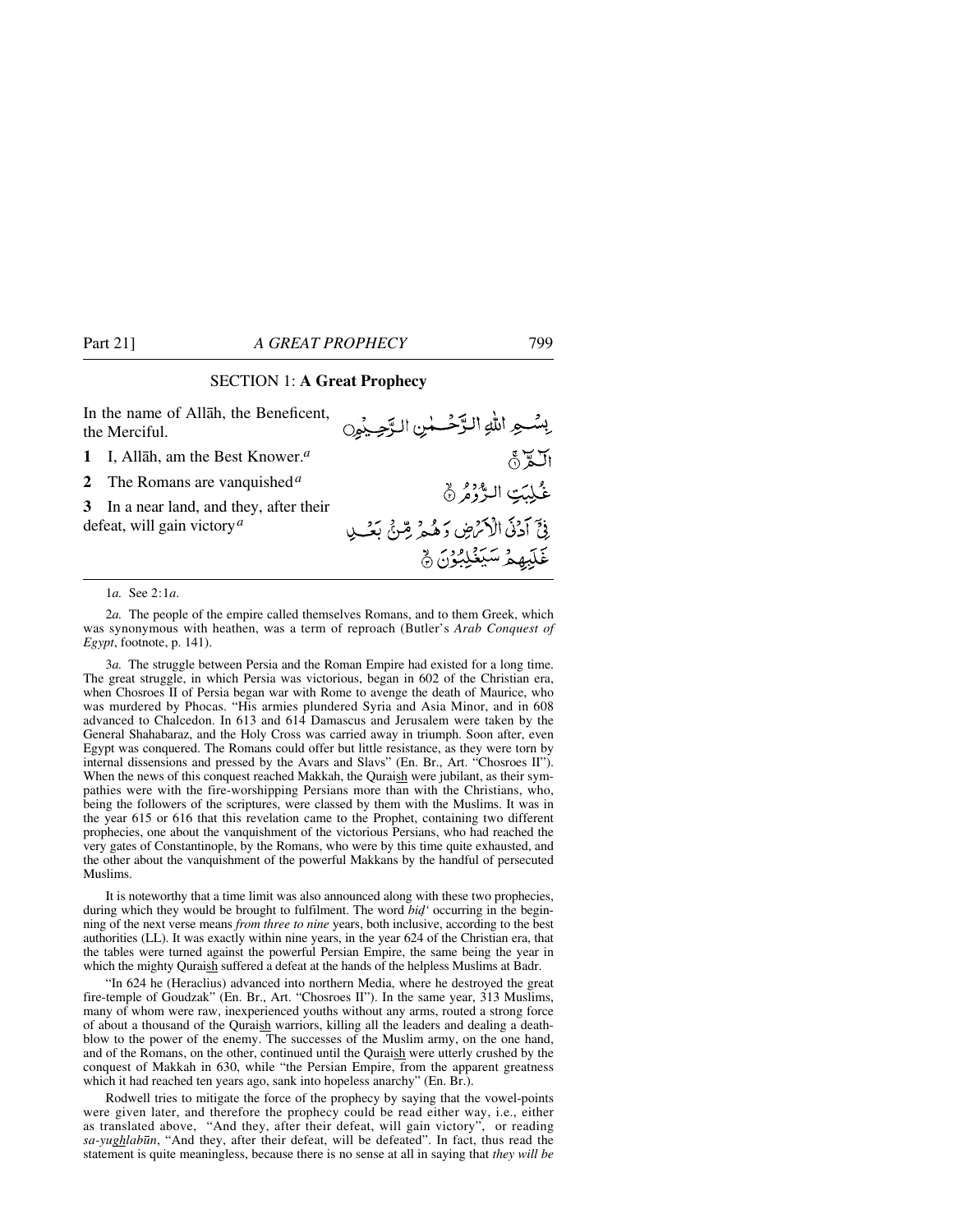## SECTION 1: **A Great Prophecy**

In the name of Allāh, the Beneficent, the Merciful.

بِسۡمِ اللّٰہِ الرَّحۡمٰنِ الرَّحِیۡمِ

**1** I, Allāh, am the Best Knower.[a]

الٓمّٓ ۚ﴿۱﴾

**2** The Romans are vanquished[a]

غُلِبَتِ الرُّوۡمُ ۙ﴿۲﴾

**3** In a near land, and they, after their defeat, will gain victory[a]

فِیۡۤ اَدۡنَی الۡاَرۡضِ وَ ہُمۡ مِّنۡۢ بَعۡدِ غَلَبِہِمۡ سَیَغۡلِبُوۡنَ ۙ﴿۳﴾

---

1*a.* See 2:1*a*.

2*a.* The people of the empire called themselves Romans, and to them Greek, which was synonymous with heathen, was a term of reproach (Butler's *Arab Conquest of Egypt*, footnote, p. 141).

3*a.* The struggle between Persia and the Roman Empire had existed for a long time. The great struggle, in which Persia was victorious, began in 602 of the Christian era, when Chosroes II of Persia began war with Rome to avenge the death of Maurice, who was murdered by Phocas. "His armies plundered Syria and Asia Minor, and in 608 advanced to Chalcedon. In 613 and 614 Damascus and Jerusalem were taken by the General Shahabaraz, and the Holy Cross was carried away in triumph. Soon after, even Egypt was conquered. The Romans could offer but little resistance, as they were torn by internal dissensions and pressed by the Avars and Slavs" (En. Br., Art. "Chosroes II"). When the news of this conquest reached Makkah, the Quraish were jubilant, as their sympathies were with the fire-worshipping Persians more than with the Christians, who, being the followers of the scriptures, were classed by them with the Muslims. It was in the year 615 or 616 that this revelation came to the Prophet, containing two different prophecies, one about the vanquishment of the victorious Persians, who had reached the very gates of Constantinople, by the Romans, who were by this time quite exhausted, and the other about the vanquishment of the powerful Makkans by the handful of persecuted Muslims.

It is noteworthy that a time limit was also announced along with these two prophecies, during which they would be brought to fulfilment. The word *biḍ'* occurring in the beginning of the next verse means *from three to nine* years, both inclusive, according to the best authorities (LL). It was exactly within nine years, in the year 624 of the Christian era, that the tables were turned against the powerful Persian Empire, the same being the year in which the mighty Quraish suffered a defeat at the hands of the helpless Muslims at Badr.

"In 624 he (Heraclius) advanced into northern Media, where he destroyed the great fire-temple of Goudzak" (En. Br., Art. "Chosroes II"). In the same year, 313 Muslims, many of whom were raw, inexperienced youths without any arms, routed a strong force of about a thousand of the Quraish warriors, killing all the leaders and dealing a death-blow to the power of the enemy. The successes of the Muslim army, on the one hand, and of the Romans, on the other, continued until the Quraish were utterly crushed by the conquest of Makkah in 630, while "the Persian Empire, from the apparent greatness which it had reached ten years ago, sank into hopeless anarchy" (En. Br.).

Rodwell tries to mitigate the force of the prophecy by saying that the vowel-points were given later, and therefore the prophecy could be read either way, i.e., either as translated above, "And they, after their defeat, will gain victory", or reading *sa-yughlabūn*, "And they, after their defeat, will be defeated". In fact, thus read the statement is quite meaningless, because there is no sense at all in saying that *they will be*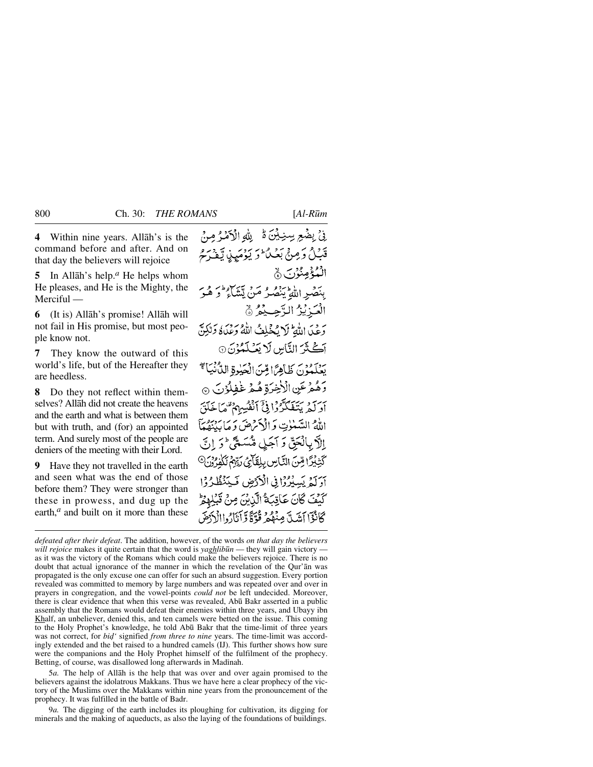**4** Within nine years. Allāh's is the command before and after. And on that day the believers will rejoice

**5** In Allāh's help.[a] He helps whom He pleases, and He is the Mighty, the Merciful —

**6** (It is) Allāh's promise! Allāh will not fail in His promise, but most people know not.

**7** They know the outward of this world's life, but of the Hereafter they are heedless.

**8** Do they not reflect within themselves? Allāh did not create the heavens and the earth and what is between them but with truth, and (for) an appointed term. And surely most of the people are deniers of the meeting with their Lord.

**9** Have they not travelled in the earth and seen what was the end of those before them? They were stronger than these in prowess, and dug up the earth,[a] and built on it more than these

فِيْ بِضْعِ سِنِيْنَ ۬ لِلّٰهِ الْاَمْرُ مِنْ قَبْلُ وَمِنْۢ بَعْدُ ؕ وَيَوْمَئِذٍ يَّفْرَحُ الْمُؤْمِنُوْنَ ۙ﴿۴﴾

بِنَصْرِ اللّٰهِ ؕ يَنْصُرُ مَنْ يَّشَآءُ ؕ وَهُوَ الْعَزِيْزُ الرَّحِيْمُ ۙ﴿۵﴾

وَعْدَ اللّٰهِ ؕ لَا يُخْلِفُ اللّٰهُ وَعْدَهٗ وَلٰكِنَّ اَكْثَرَ النَّاسِ لَا يَعْلَمُوْنَ ﴿۶﴾

يَعْلَمُوْنَ ظَاهِرًا مِّنَ الْحَيٰوةِ الدُّنْيَا ۚۖ وَهُمْ عَنِ الْاٰخِرَةِ هُمْ غٰفِلُوْنَ ﴿۷﴾

اَوَلَمْ يَتَفَكَّرُوْا فِيْۤ اَنْفُسِهِمْ ۟ مَا خَلَقَ اللّٰهُ السَّمٰوٰتِ وَالْاَرْضَ وَمَا بَيْنَهُمَاۤ اِلَّا بِالْحَقِّ وَاَجَلٍ مُّسَمًّى ؕ وَاِنَّ كَثِيْرًا مِّنَ النَّاسِ بِلِقَآئِ رَبِّهِمْ لَكٰفِرُوْنَ ﴿۸﴾

اَوَلَمْ يَسِيْرُوْا فِي الْاَرْضِ فَيَنْظُرُوْا كَيْفَ كَانَ عَاقِبَةُ الَّذِيْنَ مِنْ قَبْلِهِمْ ؕ كَانُوْۤا اَشَدَّ مِنْهُمْ قُوَّةً وَّاَثَارُوا الْاَرْضَ

---

*defeated after their defeat*. The addition, however, of the words *on that day the believers will rejoice* makes it quite certain that the word is *yaghlibūn* — they will gain victory — as it was the victory of the Romans which could make the believers rejoice. There is no doubt that actual ignorance of the manner in which the revelation of the Qur'ān was propagated is the only excuse one can offer for such an absurd suggestion. Every portion revealed was committed to memory by large numbers and was repeated over and over in prayers in congregation, and the vowel-points *could not* be left undecided. Moreover, there is clear evidence that when this verse was revealed, Abū Bakr asserted in a public assembly that the Romans would defeat their enemies within three years, and Ubayy ibn Khalf, an unbeliever, denied this, and ten camels were betted on the issue. This coming to the Holy Prophet's knowledge, he told Abū Bakr that the time-limit of three years was not correct, for *biḍ'* signified *from three to nine* years. The time-limit was accordingly extended and the bet raised to a hundred camels (IJ). This further shows how sure were the companions and the Holy Prophet himself of the fulfilment of the prophecy. Betting, of course, was disallowed long afterwards in Madinah.

5*a.* The help of Allāh is the help that was over and over again promised to the believers against the idolatrous Makkans. Thus we have here a clear prophecy of the victory of the Muslims over the Makkans within nine years from the pronouncement of the prophecy. It was fulfilled in the battle of Badr.

9*a.* The digging of the earth includes its ploughing for cultivation, its digging for minerals and the making of aqueducts, as also the laying of the foundations of buildings.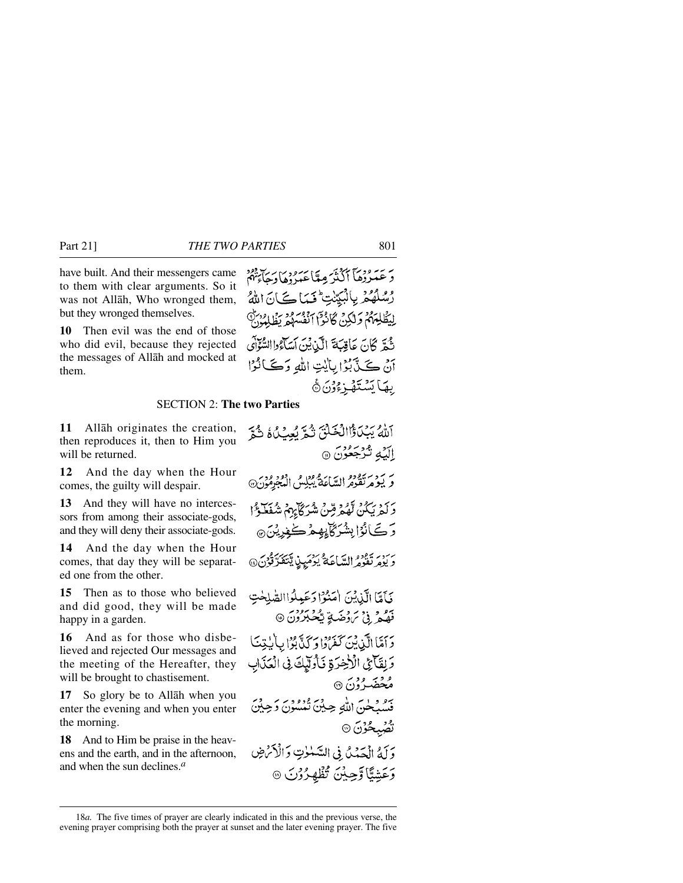have built. And their messengers came to them with clear arguments. So it was not Allāh, Who wronged them, but they wronged themselves.

وَ عَمَرُوْهَآ اَكْثَرَ مِمَّا عَمَرُوْهَا وَجَآءَتْهُمْ رُسُلُهُمْ بِالْبَيِّنٰتِ ؕ فَمَا كَانَ اللّٰهُ لِيَظْلِمَهُمْ وَلٰكِنْ كَانُوْٓا اَنْفُسَهُمْ يَظْلِمُوْنَ ۟ؕ

**10** Then evil was the end of those who did evil, because they rejected the messages of Allāh and mocked at them.

ثُمَّ كَانَ عَاقِبَةَ الَّذِيْنَ اَسَآءُوا السُّوْٓاٰۤى اَنْ كَذَّبُوْا بِاٰيٰتِ اللّٰهِ وَكَانُوْا بِهَا يَسْتَهْزِءُوْنَ ۟

## SECTION 2: The two Parties

**11** Allāh originates the creation, then reproduces it, then to Him you will be returned.

اَللّٰهُ يَبْدَؤُا الْخَلْقَ ثُمَّ يُعِيْدُهٗ ثُمَّ اِلَيْهِ تُرْجَعُوْنَ ۟

**12** And the day when the Hour comes, the guilty will despair.

وَ يَوْمَ تَقُوْمُ السَّاعَةُ يُبْلِسُ الْمُجْرِمُوْنَ ۟

**13** And they will have no intercessors from among their associate-gods, and they will deny their associate-gods.

وَلَمْ يَكُنْ لَّهُمْ مِّنْ شُرَكَآئِهِمْ شُفَعٰٓؤُا وَكَانُوْا بِشُرَكَآئِهِمْ كٰفِرِيْنَ ۟

**14** And the day when the Hour comes, that day they will be separated one from the other.

وَيَوْمَ تَقُوْمُ السَّاعَةُ يَوْمَئِذٍ يَّتَفَرَّقُوْنَ ۟

**15** Then as to those who believed and did good, they will be made happy in a garden.

فَاَمَّا الَّذِيْنَ اٰمَنُوْا وَعَمِلُوا الصّٰلِحٰتِ فَهُمْ فِيْ رَوْضَةٍ يُّحْبَرُوْنَ ۟

**16** And as for those who disbelieved and rejected Our messages and the meeting of the Hereafter, they will be brought to chastisement.

وَاَمَّا الَّذِيْنَ كَفَرُوْا وَكَذَّبُوْا بِاٰيٰتِنَا وَلِقَآئِ الْاٰخِرَةِ فَاُولٰٓئِكَ فِى الْعَذَابِ مُحْضَرُوْنَ ۟

**17** So glory be to Allāh when you enter the evening and when you enter the morning.

فَسُبْحٰنَ اللّٰهِ حِيْنَ تُمْسُوْنَ وَحِيْنَ تُصْبِحُوْنَ ۟

**18** And to Him be praise in the heavens and the earth, and in the afternoon, and when the sun declines.[a]

وَلَهُ الْحَمْدُ فِى السَّمٰوٰتِ وَالْاَرْضِ وَعَشِيًّا وَّحِيْنَ تُظْهِرُوْنَ ۟

---

18*a*. The five times of prayer are clearly indicated in this and the previous verse, the evening prayer comprising both the prayer at sunset and the later evening prayer. The five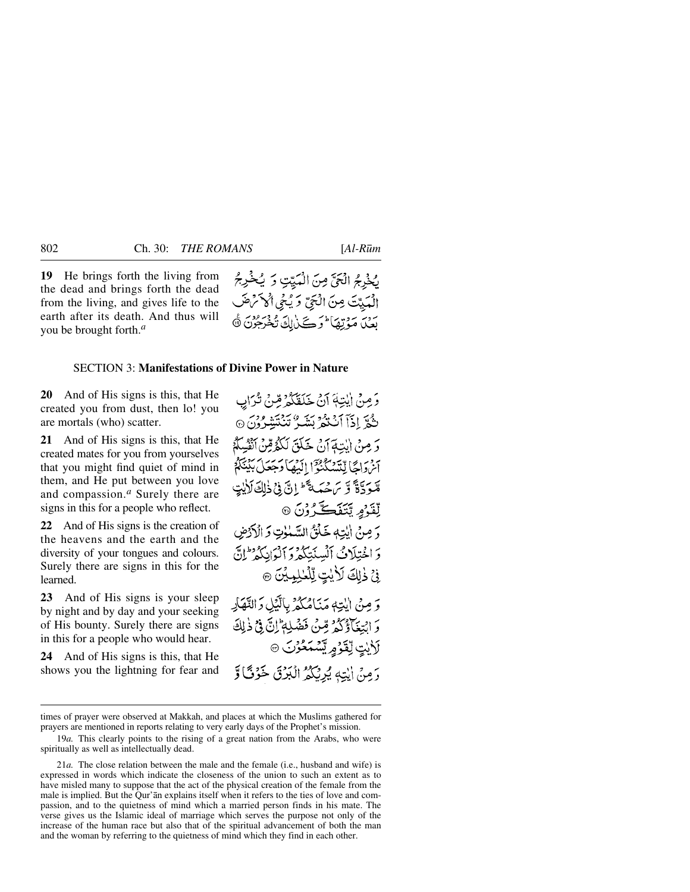**19** He brings forth the living from the dead and brings forth the dead from the living, and gives life to the earth after its death. And thus will you be brought forth.[a]

يُخْرِجُ الْحَيَّ مِنَ الْمَيِّتِ وَ يُخْرِجُ الْمَيِّتَ مِنَ الْحَيِّ وَ يُحْيِ الْأَرْضَ بَعْدَ مَوْتِهَا ۚ وَ كَذٰلِكَ تُخْرَجُوْنَ ﴿۱۹﴾

## SECTION 3: **Manifestations of Divine Power in Nature**

**20** And of His signs is this, that He created you from dust, then lo! you are mortals (who) scatter.

وَ مِنْ اٰيٰتِهٖۤ اَنْ خَلَقَكُمْ مِّنْ تُرَابٍ ثُمَّ اِذَاۤ اَنْتُمْ بَشَرٌ تَنْتَشِرُوْنَ ﴿۲۰﴾

**21** And of His signs is this, that He created mates for you from yourselves that you might find quiet of mind in them, and He put between you love and compassion.[a] Surely there are signs in this for a people who reflect.

وَ مِنْ اٰيٰتِهٖۤ اَنْ خَلَقَ لَكُمْ مِّنْ اَنْفُسِكُمْ اَزْوَاجًا لِّتَسْكُنُوْۤا اِلَيْهَا وَ جَعَلَ بَيْنَكُمْ مَّوَدَّةً وَّ رَحْمَةً ؕ اِنَّ فِيْ ذٰلِكَ لَاٰيٰتٍ لِّقَوْمٍ يَّتَفَكَّرُوْنَ ﴿۲۱﴾

**22** And of His signs is the creation of the heavens and the earth and the diversity of your tongues and colours. Surely there are signs in this for the learned.

وَ مِنْ اٰيٰتِهٖ خَلْقُ السَّمٰوٰتِ وَ الْاَرْضِ وَ اخْتِلَافُ اَلْسِنَتِكُمْ وَ اَلْوَانِكُمْ ؕ اِنَّ فِيْ ذٰلِكَ لَاٰيٰتٍ لِّلْعٰلِمِيْنَ ﴿۲۲﴾

**23** And of His signs is your sleep by night and by day and your seeking of His bounty. Surely there are signs in this for a people who would hear.

وَ مِنْ اٰيٰتِهٖ مَنَامُكُمْ بِالَّيْلِ وَ النَّهَارِ وَ ابْتِغَآؤُكُمْ مِّنْ فَضْلِهٖ ؕ اِنَّ فِيْ ذٰلِكَ لَاٰيٰتٍ لِّقَوْمٍ يَّسْمَعُوْنَ ﴿۲۳﴾

**24** And of His signs is this, that He shows you the lightning for fear and

وَ مِنْ اٰيٰتِهٖ يُرِيْكُمُ الْبَرْقَ خَوْفًا وَّ

---

times of prayer were observed at Makkah, and places at which the Muslims gathered for prayers are mentioned in reports relating to very early days of the Prophet's mission.

19*a.* This clearly points to the rising of a great nation from the Arabs, who were spiritually as well as intellectually dead.

21*a.* The close relation between the male and the female (i.e., husband and wife) is expressed in words which indicate the closeness of the union to such an extent as to have misled many to suppose that the act of the physical creation of the female from the male is implied. But the Qur'ān explains itself when it refers to the ties of love and compassion, and to the quietness of mind which a married person finds in his mate. The verse gives us the Islamic ideal of marriage which serves the purpose not only of the increase of the human race but also that of the spiritual advancement of both the man and the woman by referring to the quietness of mind which they find in each other.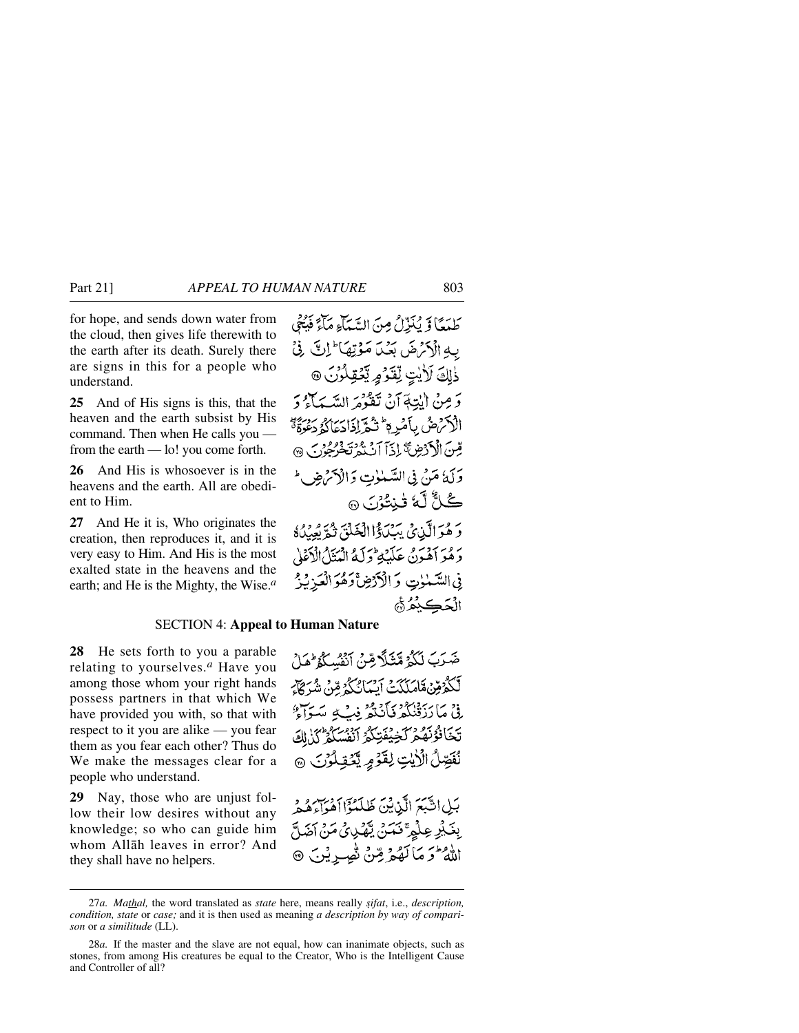for hope, and sends down water from the cloud, then gives life therewith to the earth after its death. Surely there are signs in this for a people who understand.

طَمَعًا وَّ يُنَزِّلُ مِنَ السَّمَآءِ مَآءً فَيُحۡىٖ بِهِ الۡاَرۡضَ بَعۡدَ مَوۡتِهَا ؕ اِنَّ فِىۡ ذٰلِكَ لَاٰيٰتٍ لِّقَوۡمٍ يَّعۡقِلُوۡنَ ﴿۲۴﴾

**25** And of His signs is this, that the heaven and the earth subsist by His command. Then when He calls you — from the earth — lo! you come forth.

وَ مِنۡ اٰيٰتِهٖۤ اَنۡ تَقُوۡمَ السَّمَآءُ وَ الۡاَرۡضُ بِاَمۡرِهٖ ؕ ثُمَّ اِذَا دَعَاكُمۡ دَعۡوَةً ‌ۖ مِّنَ الۡاَرۡضِ ‌ۖ اِذَاۤ اَنۡتُمۡ تَخۡرُجُوۡنَ ﴿۲۵﴾

**26** And His is whosoever is in the heavens and the earth. All are obedient to Him.

وَلَهٗ مَنۡ فِى السَّمٰوٰتِ وَالۡاَرۡضِ ؕ كُلٌّ لَّهٗ قٰنِتُوۡنَ ﴿۲۶﴾

**27** And He it is, Who originates the creation, then reproduces it, and it is very easy to Him. And His is the most exalted state in the heavens and the earth; and He is the Mighty, the Wise.[a]

وَ هُوَ الَّذِىۡ يَبۡدَؤُا الۡخَلۡقَ ثُمَّ يُعِيۡدُهٗ وَهُوَ اَهۡوَنُ عَلَيۡهِ ؕ وَلَهُ الۡمَثَلُ الۡاَعۡلٰى فِى السَّمٰوٰتِ وَالۡاَرۡضِ ۚ وَهُوَ الۡعَزِيۡزُ الۡحَكِيۡمُ ﴿۲۷﴾

## SECTION 4: Appeal to Human Nature

**28** He sets forth to you a parable relating to yourselves.[a] Have you among those whom your right hands possess partners in that which We have provided you with, so that with respect to it you are alike — you fear them as you fear each other? Thus do We make the messages clear for a people who understand.

ضَرَبَ لَكُمۡ مَّثَلًا مِّنۡ اَنۡفُسِكُمۡ ؕ هَلۡ لَّكُمۡ مِّنۡ مَّا مَلَكَتۡ اَيۡمَانُكُمۡ مِّنۡ شُرَكَآءَ فِىۡ مَا رَزَقۡنٰكُمۡ فَاَنۡتُمۡ فِيۡهِ سَوَآءٌ تَخَافُوۡنَهُمۡ كَخِيۡفَتِكُمۡ اَنۡفُسَكُمۡ ؕ كَذٰلِكَ نُفَصِّلُ الۡاٰيٰتِ لِقَوۡمٍ يَّعۡقِلُوۡنَ ﴿۲۸﴾

**29** Nay, those who are unjust follow their low desires without any knowledge; so who can guide him whom Allāh leaves in error? And they shall have no helpers.

بَلِ اتَّبَعَ الَّذِيۡنَ ظَلَمُوۡۤا اَهۡوَآءَهُمۡ بِغَيۡرِ عِلۡمٍ ۚ فَمَنۡ يَّهۡدِىۡ مَنۡ اَضَلَّ اللّٰهُ ؕ وَمَا لَهُمۡ مِّنۡ نّٰصِرِيۡنَ ﴿۲۹﴾

---

27*a*. *Mathal*, the word translated as *state* here, means really *ṣifat*, i.e., *description, condition, state* or *case;* and it is then used as meaning *a description by way of comparison* or *a similitude* (LL).

28*a*. If the master and the slave are not equal, how can inanimate objects, such as stones, from among His creatures be equal to the Creator, Who is the Intelligent Cause and Controller of all?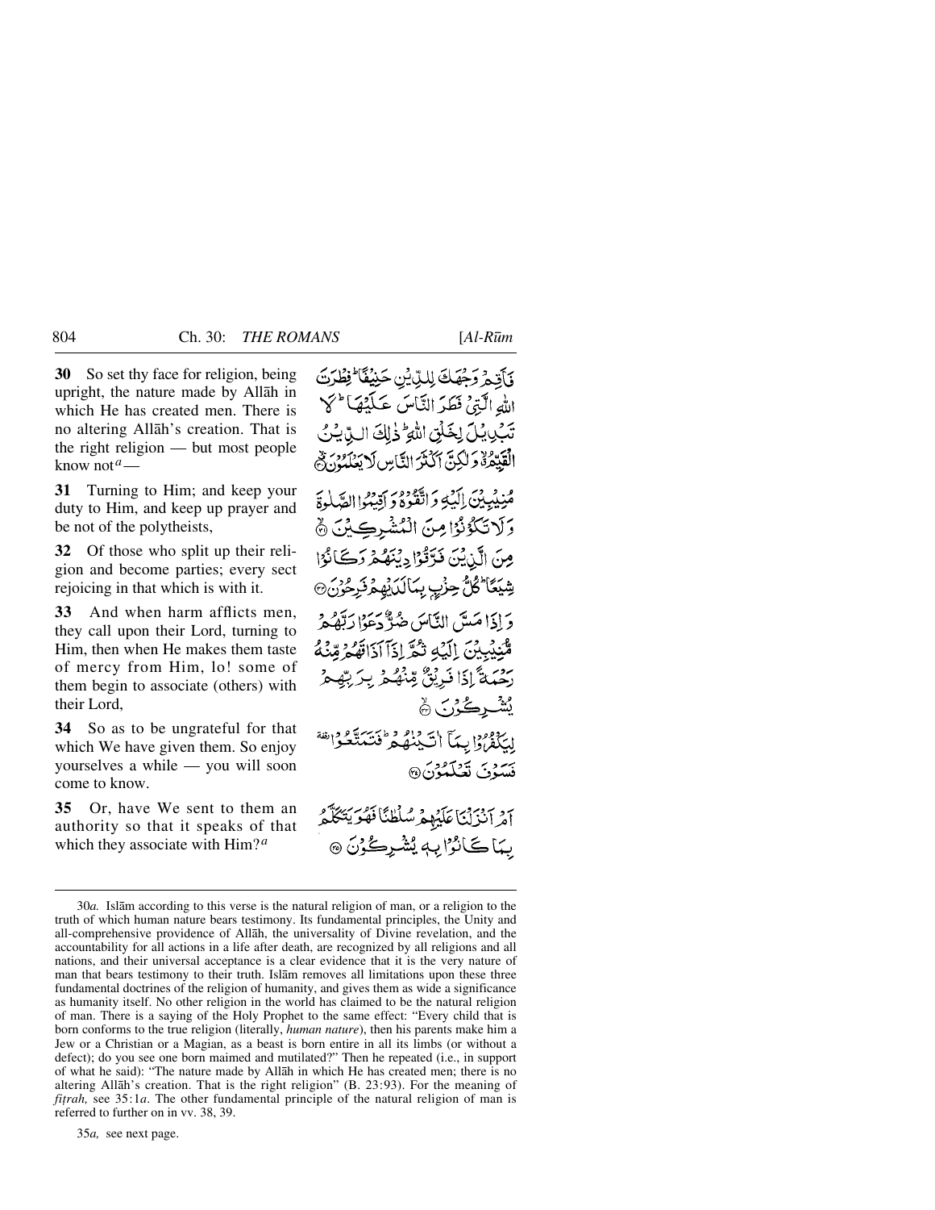**30** So set thy face for religion, being upright, the nature made by Allāh in which He has created men. There is no altering Allāh's creation. That is the right religion — but most people know not[a] —

فَأَقِمْ وَجْهَكَ لِلدِّيْنِ حَنِيْفًا ۚ فِطْرَتَ اللّٰهِ الَّتِيْ فَطَرَ النَّاسَ عَلَيْهَا ۚ لَا تَبْدِيْلَ لِخَلْقِ اللّٰهِ ۚ ذٰلِكَ الدِّيْنُ الْقَيِّمُ ۙ وَلٰكِنَّ أَكْثَرَ النَّاسِ لَا يَعْلَمُوْنَ ﴿٣٠﴾

**31** Turning to Him; and keep your duty to Him, and keep up prayer and be not of the polytheists,

مُنِيْبِيْنَ إِلَيْهِ وَاتَّقُوْهُ وَأَقِيْمُوا الصَّلٰوةَ وَلَا تَكُوْنُوْا مِنَ الْمُشْرِكِيْنَ ﴿٣١﴾

**32** Of those who split up their religion and become parties; every sect rejoicing in that which is with it.

مِنَ الَّذِيْنَ فَرَّقُوْا دِيْنَهُمْ وَكَانُوْا شِيَعًا ۚ كُلُّ حِزْبٍ بِمَا لَدَيْهِمْ فَرِحُوْنَ ﴿٣٢﴾

**33** And when harm afflicts men, they call upon their Lord, turning to Him, then when He makes them taste of mercy from Him, lo! some of them begin to associate (others) with their Lord,

وَإِذَا مَسَّ النَّاسَ ضُرٌّ دَعَوْا رَبَّهُمْ مُّنِيْبِيْنَ إِلَيْهِ ثُمَّ إِذَا أَذَاقَهُمْ مِّنْهُ رَحْمَةً إِذَا فَرِيْقٌ مِّنْهُمْ بِرَبِّهِمْ يُشْرِكُوْنَ ﴿٣٣﴾

**34** So as to be ungrateful for that which We have given them. So enjoy yourselves a while — you will soon come to know.

لِيَكْفُرُوْا بِمَا آتَيْنٰهُمْ ۚ فَتَمَتَّعُوْا ۚ فَسَوْفَ تَعْلَمُوْنَ ﴿٣٤﴾

**35** Or, have We sent to them an authority so that it speaks of that which they associate with Him?[a]

أَمْ أَنْزَلْنَا عَلَيْهِمْ سُلْطٰنًا فَهُوَ يَتَكَلَّمُ بِمَا كَانُوْا بِهٖ يُشْرِكُوْنَ ﴿٣٥﴾

---

30*a.* Islām according to this verse is the natural religion of man, or a religion to the truth of which human nature bears testimony. Its fundamental principles, the Unity and all-comprehensive providence of Allāh, the universality of Divine revelation, and the accountability for all actions in a life after death, are recognized by all religions and all nations, and their universal acceptance is a clear evidence that it is the very nature of man that bears testimony to their truth. Islām removes all limitations upon these three fundamental doctrines of the religion of humanity, and gives them as wide a significance as humanity itself. No other religion in the world has claimed to be the natural religion of man. There is a saying of the Holy Prophet to the same effect: "Every child that is born conforms to the true religion (literally, *human nature*), then his parents make him a Jew or a Christian or a Magian, as a beast is born entire in all its limbs (or without a defect); do you see one born maimed and mutilated?" Then he repeated (i.e., in support of what he said): "The nature made by Allāh in which He has created men; there is no altering Allāh's creation. That is the right religion" (B. 23:93). For the meaning of *fiṭrah,* see 35:1*a*. The other fundamental principle of the natural religion of man is referred to further on in vv. 38, 39.

35*a,* see next page.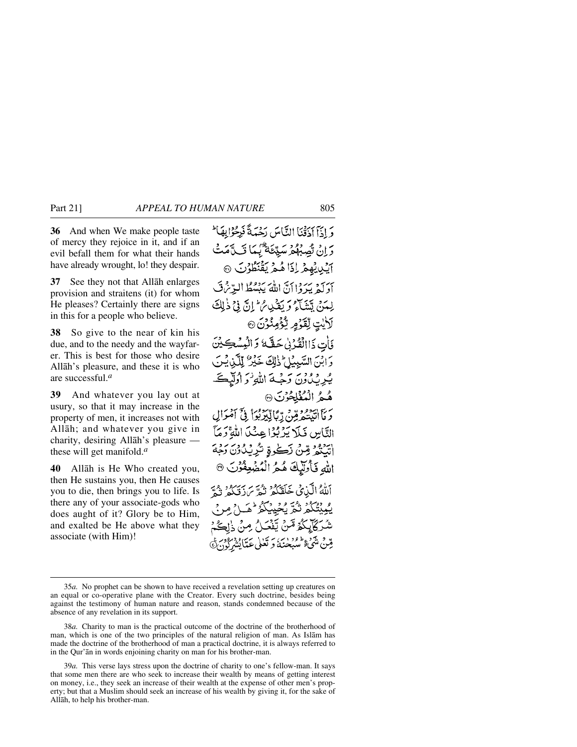**36** And when We make people taste of mercy they rejoice in it, and if an evil befall them for what their hands have already wrought, lo! they despair.

**37** See they not that Allāh enlarges provision and straitens (it) for whom He pleases? Certainly there are signs in this for a people who believe.

**38** So give to the near of kin his due, and to the needy and the wayfarer. This is best for those who desire Allāh's pleasure, and these it is who are successful.[a]

**39** And whatever you lay out at usury, so that it may increase in the property of men, it increases not with Allāh; and whatever you give in charity, desiring Allāh's pleasure — these will get manifold.[a]

**40** Allāh is He Who created you, then He sustains you, then He causes you to die, then brings you to life. Is there any of your associate-gods who does aught of it? Glory be to Him, and exalted be He above what they associate (with Him)!

وَ إِذَآ أَذَقْنَا النَّاسَ رَحْمَةً فَرِحُوا بِهَا ۖ وَ إِنْ تُصِبْهُمْ سَيِّئَةٌۢ بِمَا قَدَّمَتْ أَيْدِيهِمْ إِذَا هُمْ يَقْنَطُونَ ﴿٣٦﴾

أَوَلَمْ يَرَوْا أَنَّ اللّٰهَ يَبْسُطُ الرِّزْقَ لِمَنْ يَّشَآءُ وَ يَقْدِرُ ۚ إِنَّ فِي ذٰلِكَ لَاٰيٰتٍ لِّقَوْمٍ يُّؤْمِنُونَ ﴿٣٧﴾

فَاٰتِ ذَا الْقُرْبٰى حَقَّهٗ وَ الْمِسْكِينَ وَ ابْنَ السَّبِيلِ ۚ ذٰلِكَ خَيْرٌ لِّلَّذِينَ يُرِيدُونَ وَجْهَ اللّٰهِ ۫ وَ أُولٰٓئِكَ هُمُ الْمُفْلِحُونَ ﴿٣٨﴾

وَ مَآ اٰتَيْتُمْ مِّنْ رِّبًا لِّيَرْبُوَا۟ فِيٓ أَمْوَالِ النَّاسِ فَلَا يَرْبُوا عِنْدَ اللّٰهِ ۚ وَ مَآ اٰتَيْتُمْ مِّنْ زَكٰوةٍ تُرِيدُونَ وَجْهَ اللّٰهِ فَأُولٰٓئِكَ هُمُ الْمُضْعِفُونَ ﴿٣٩﴾

اَللّٰهُ الَّذِي خَلَقَكُمْ ثُمَّ رَزَقَكُمْ ثُمَّ يُمِيتُكُمْ ثُمَّ يُحْيِيكُمْ ۖ هَلْ مِنْ شُرَكَآئِكُمْ مَّنْ يَّفْعَلُ مِنْ ذٰلِكُمْ مِّنْ شَيْءٍ ۚ سُبْحٰنَهٗ وَ تَعٰلٰى عَمَّا يُشْرِكُونَ ﴿٤٠﴾

---

35*a.* No prophet can be shown to have received a revelation setting up creatures on an equal or co-operative plane with the Creator. Every such doctrine, besides being against the testimony of human nature and reason, stands condemned because of the absence of any revelation in its support.

38*a.* Charity to man is the practical outcome of the doctrine of the brotherhood of man, which is one of the two principles of the natural religion of man. As Islām has made the doctrine of the brotherhood of man a practical doctrine, it is always referred to in the Qur'ān in words enjoining charity on man for his brother-man.

39*a.* This verse lays stress upon the doctrine of charity to one's fellow-man. It says that some men there are who seek to increase their wealth by means of getting interest on money, i.e., they seek an increase of their wealth at the expense of other men's property; but that a Muslim should seek an increase of his wealth by giving it, for the sake of Allāh, to help his brother-man.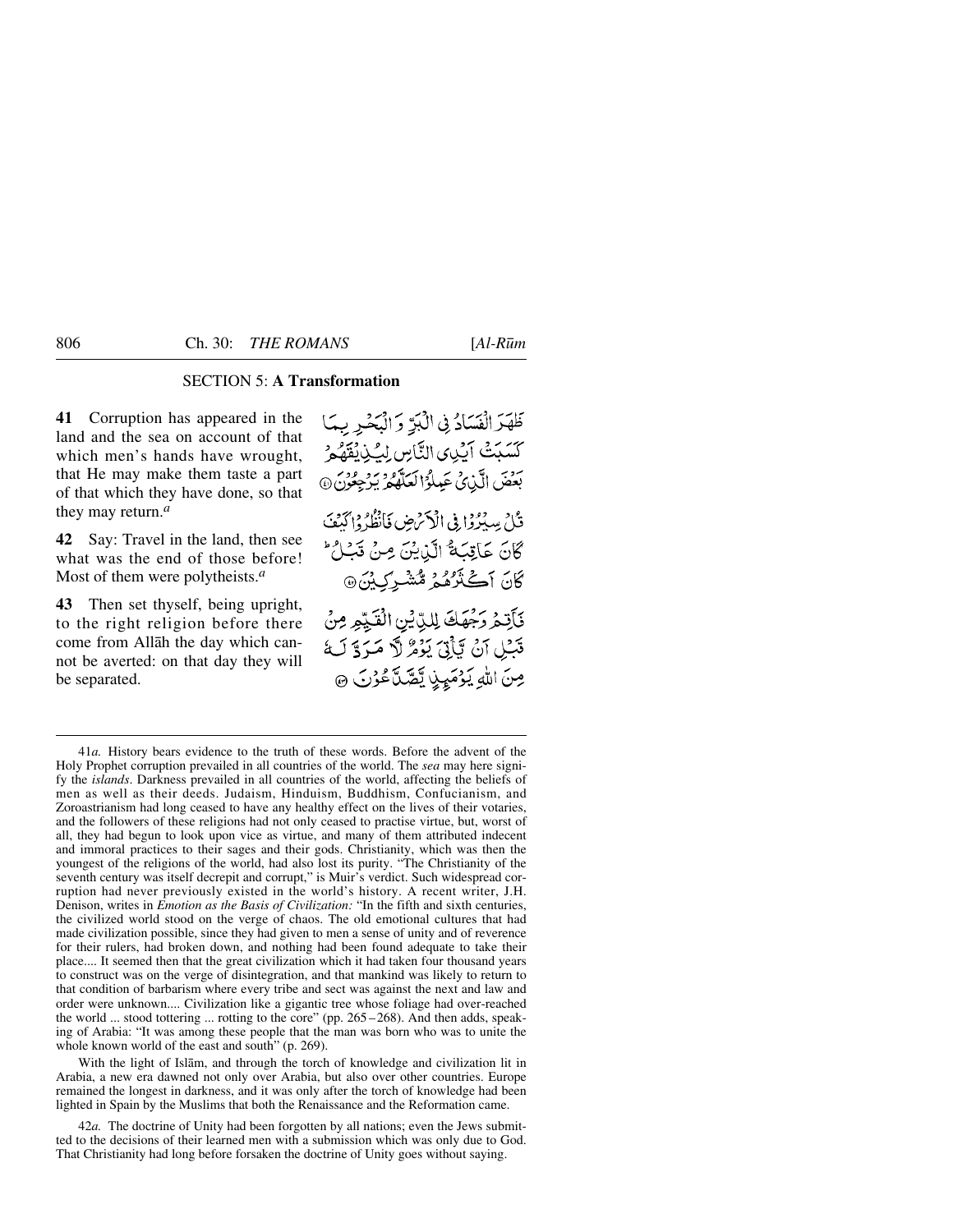## SECTION 5: A Transformation

**41** Corruption has appeared in the land and the sea on account of that which men's hands have wrought, that He may make them taste a part of that which they have done, so that they may return.[a]

ظَهَرَ الْفَسَادُ فِي الْبَرِّ وَالْبَحْرِ بِمَا كَسَبَتْ أَيْدِي النَّاسِ لِيُذِيقَهُمْ بَعْضَ الَّذِي عَمِلُوا لَعَلَّهُمْ يَرْجِعُونَ ﴿٤١﴾

**42** Say: Travel in the land, then see what was the end of those before! Most of them were polytheists.[a]

قُلْ سِيرُوا فِي الْأَرْضِ فَانْظُرُوا كَيْفَ كَانَ عَاقِبَةُ الَّذِينَ مِنْ قَبْلُ ۚ كَانَ أَكْثَرُهُمْ مُشْرِكِينَ ﴿٤٢﴾

**43** Then set thyself, being upright, to the right religion before there come from Allāh the day which cannot be averted: on that day they will be separated.

فَأَقِمْ وَجْهَكَ لِلدِّينِ الْقَيِّمِ مِنْ قَبْلِ أَنْ يَأْتِيَ يَوْمٌ لَا مَرَدَّ لَهُ مِنَ اللَّهِ ۖ يَوْمَئِذٍ يَصَّدَّعُونَ ﴿٤٣﴾

---

41*a.* History bears evidence to the truth of these words. Before the advent of the Holy Prophet corruption prevailed in all countries of the world. The *sea* may here signify the *islands*. Darkness prevailed in all countries of the world, affecting the beliefs of men as well as their deeds. Judaism, Hinduism, Buddhism, Confucianism, and Zoroastrianism had long ceased to have any healthy effect on the lives of their votaries, and the followers of these religions had not only ceased to practise virtue, but, worst of all, they had begun to look upon vice as virtue, and many of them attributed indecent and immoral practices to their sages and their gods. Christianity, which was then the youngest of the religions of the world, had also lost its purity. "The Christianity of the seventh century was itself decrepit and corrupt," is Muir's verdict. Such widespread corruption had never previously existed in the world's history. A recent writer, J.H. Denison, writes in *Emotion as the Basis of Civilization:* "In the fifth and sixth centuries, the civilized world stood on the verge of chaos. The old emotional cultures that had made civilization possible, since they had given to men a sense of unity and of reverence for their rulers, had broken down, and nothing had been found adequate to take their place.... It seemed then that the great civilization which it had taken four thousand years to construct was on the verge of disintegration, and that mankind was likely to return to that condition of barbarism where every tribe and sect was against the next and law and order were unknown.... Civilization like a gigantic tree whose foliage had over-reached the world ... stood tottering ... rotting to the core" (pp. 265 – 268). And then adds, speaking of Arabia: "It was among these people that the man was born who was to unite the whole known world of the east and south" (p. 269).

With the light of Islām, and through the torch of knowledge and civilization lit in Arabia, a new era dawned not only over Arabia, but also over other countries. Europe remained the longest in darkness, and it was only after the torch of knowledge had been lighted in Spain by the Muslims that both the Renaissance and the Reformation came.

42*a.* The doctrine of Unity had been forgotten by all nations; even the Jews submitted to the decisions of their learned men with a submission which was only due to God. That Christianity had long before forsaken the doctrine of Unity goes without saying.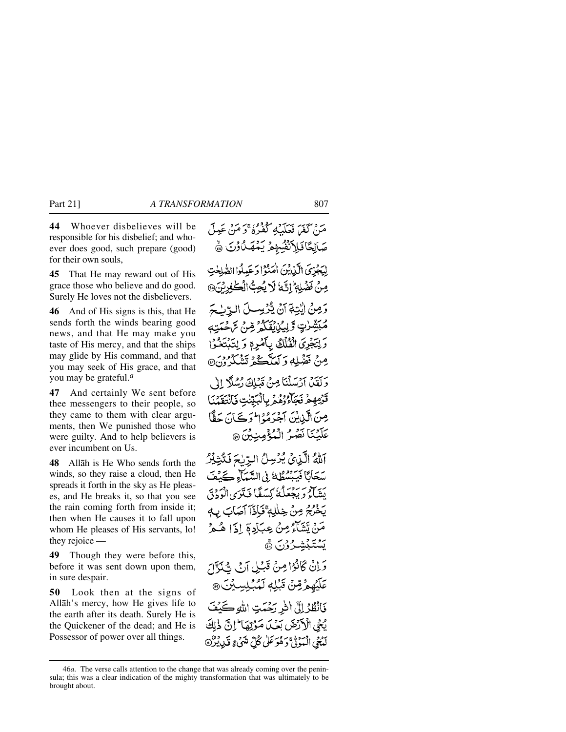**44** Whoever disbelieves will be responsible for his disbelief; and whoever does good, such prepare (good) for their own souls,

مَنْ كَفَرَ فَعَلَيْهِ كُفْرُهٗ ۚ وَمَنْ عَمِلَ صَالِحًا فَلِاَنْفُسِهِمْ يَمْهَدُوْنَ ﴿۴۴﴾

**45** That He may reward out of His grace those who believe and do good. Surely He loves not the disbelievers.

لِيَجْزِيَ الَّذِيْنَ اٰمَنُوْا وَعَمِلُوا الصّٰلِحٰتِ مِنْ فَضْلِهٖ ؕ اِنَّهٗ لَا يُحِبُّ الْكٰفِرِيْنَ ﴿۴۵﴾

**46** And of His signs is this, that He sends forth the winds bearing good news, and that He may make you taste of His mercy, and that the ships may glide by His command, and that you may seek of His grace, and that you may be grateful.[a]

وَمِنْ اٰيٰتِهٖۤ اَنْ يُّرْسِلَ الرِّيٰحَ مُبَشِّرٰتٍ وَّلِيُذِيْقَكُمْ مِّنْ رَّحْمَتِهٖ وَلِتَجْرِيَ الْفُلْكُ بِاَمْرِهٖ وَلِتَبْتَغُوْا مِنْ فَضْلِهٖ وَلَعَلَّكُمْ تَشْكُرُوْنَ ﴿۴۶﴾

**47** And certainly We sent before thee messengers to their people, so they came to them with clear arguments, then We punished those who were guilty. And to help believers is ever incumbent on Us.

وَلَقَدْ اَرْسَلْنَا مِنْ قَبْلِكَ رُسُلًا اِلٰى قَوْمِهِمْ فَجَآءُوْهُمْ بِالْبَيِّنٰتِ فَانْتَقَمْنَا مِنَ الَّذِيْنَ اَجْرَمُوْا ؕ وَكَانَ حَقًّا عَلَيْنَا نَصْرُ الْمُؤْمِنِيْنَ ﴿۴۷﴾

**48** Allāh is He Who sends forth the winds, so they raise a cloud, then He spreads it forth in the sky as He pleases, and He breaks it, so that you see the rain coming forth from inside it; then when He causes it to fall upon whom He pleases of His servants, lo! they rejoice —

اَللّٰهُ الَّذِيْ يُرْسِلُ الرِّيٰحَ فَتُثِيْرُ سَحَابًا فَيَبْسُطُهٗ فِي السَّمَآءِ كَيْفَ يَشَآءُ وَيَجْعَلُهٗ كِسَفًا فَتَرَى الْوَدْقَ يَخْرُجُ مِنْ خِلٰلِهٖ ۚ فَاِذَآ اَصَابَ بِهٖ مَنْ يَّشَآءُ مِنْ عِبَادِهٖۤ اِذَا هُمْ يَسْتَبْشِرُوْنَ ﴿۴۸﴾

**49** Though they were before this, before it was sent down upon them, in sure despair.

وَاِنْ كَانُوْا مِنْ قَبْلِ اَنْ يُّنَزَّلَ عَلَيْهِمْ مِّنْ قَبْلِهٖ لَمُبْلِسِيْنَ ﴿۴۹﴾

**50** Look then at the signs of Allāh's mercy, how He gives life to the earth after its death. Surely He is the Quickener of the dead; and He is Possessor of power over all things.

فَانْظُرْ اِلٰۤى اٰثٰرِ رَحْمَتِ اللّٰهِ كَيْفَ يُحْيِ الْاَرْضَ بَعْدَ مَوْتِهَا ؕ اِنَّ ذٰلِكَ لَمُحْيِ الْمَوْتٰى ۚ وَهُوَ عَلٰى كُلِّ شَيْءٍ قَدِيْرٌ ﴿۵۰﴾

---

46*a*. The verse calls attention to the change that was already coming over the peninsula; this was a clear indication of the mighty transformation that was ultimately to be brought about.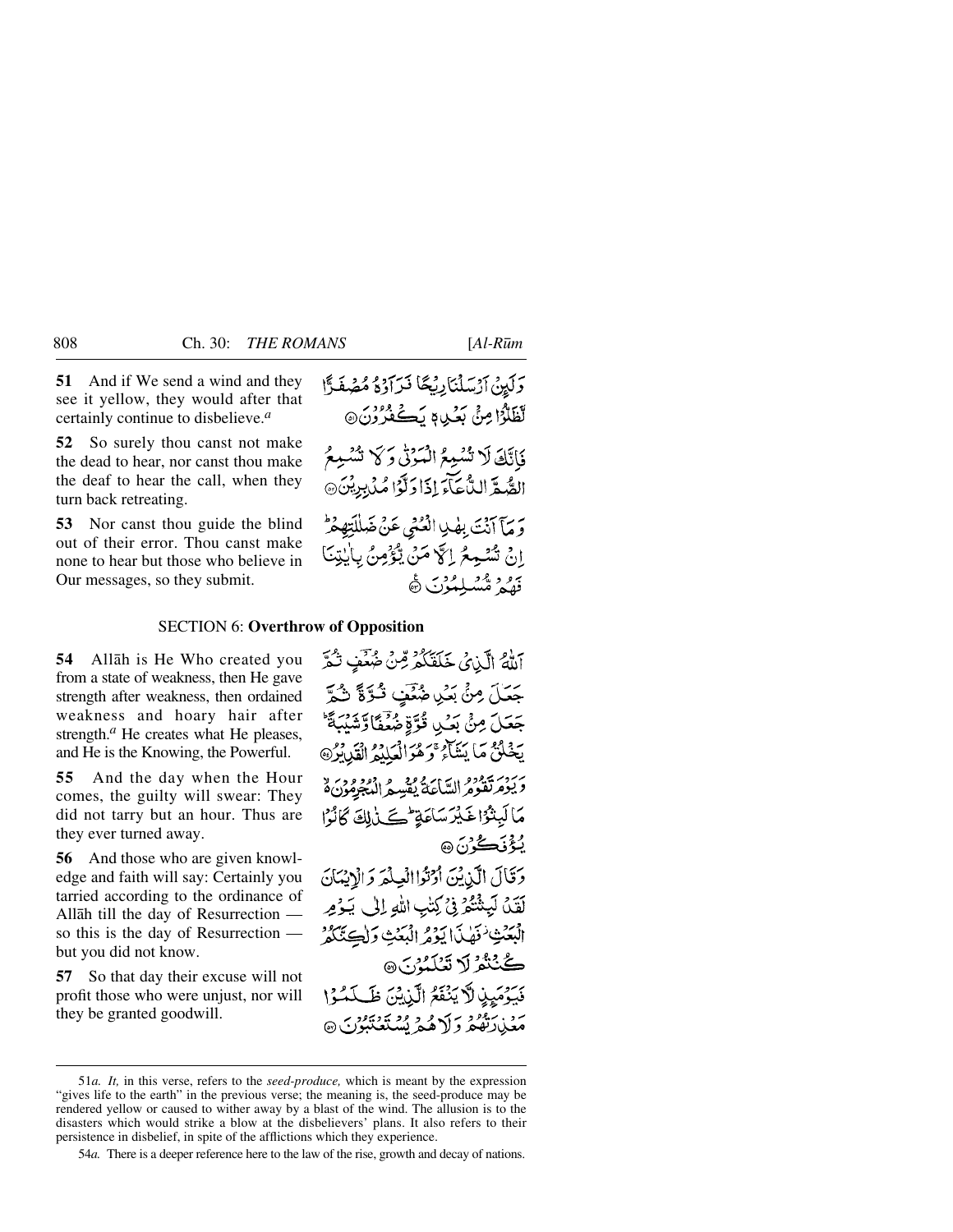**51** And if We send a wind and they see it yellow, they would after that certainly continue to disbelieve.[a]

وَلَئِنْ أَرْسَلْنَا رِيحًا فَرَأَوْهُ مُصْفَرًّا لَّظَلُّوا مِنْ بَعْدِهِ يَكْفُرُونَ ۝

**52** So surely thou canst not make the dead to hear, nor canst thou make the deaf to hear the call, when they turn back retreating.

فَإِنَّكَ لَا تُسْمِعُ الْمَوْتَىٰ وَلَا تُسْمِعُ الصُّمَّ الدُّعَاءَ إِذَا وَلَّوْا مُدْبِرِينَ ۝

**53** Nor canst thou guide the blind out of their error. Thou canst make none to hear but those who believe in Our messages, so they submit.

وَمَا أَنْتَ بِهَادِ الْعُمْيِ عَنْ ضَلَالَتِهِمْ ۖ إِنْ تُسْمِعُ إِلَّا مَنْ يُؤْمِنُ بِآيَاتِنَا فَهُمْ مُسْلِمُونَ ۝

## SECTION 6: **Overthrow of Opposition**

**54** Allāh is He Who created you from a state of weakness, then He gave strength after weakness, then ordained weakness and hoary hair after strength.[a] He creates what He pleases, and He is the Knowing, the Powerful.

اللَّهُ الَّذِي خَلَقَكُمْ مِنْ ضَعْفٍ ثُمَّ جَعَلَ مِنْ بَعْدِ ضَعْفٍ قُوَّةً ثُمَّ جَعَلَ مِنْ بَعْدِ قُوَّةٍ ضَعْفًا وَشَيْبَةً ۚ يَخْلُقُ مَا يَشَاءُ ۖ وَهُوَ الْعَلِيمُ الْقَدِيرُ ۝

**55** And the day when the Hour comes, the guilty will swear: They did not tarry but an hour. Thus are they ever turned away.

وَيَوْمَ تَقُومُ السَّاعَةُ يُقْسِمُ الْمُجْرِمُونَ مَا لَبِثُوا غَيْرَ سَاعَةٍ ۚ كَذَٰلِكَ كَانُوا يُؤْفَكُونَ ۝

**56** And those who are given knowledge and faith will say: Certainly you tarried according to the ordinance of Allāh till the day of Resurrection — so this is the day of Resurrection — but you did not know.

وَقَالَ الَّذِينَ أُوتُوا الْعِلْمَ وَالْإِيمَانَ لَقَدْ لَبِثْتُمْ فِي كِتَابِ اللَّهِ إِلَىٰ يَوْمِ الْبَعْثِ ۖ فَهَٰذَا يَوْمُ الْبَعْثِ وَلَٰكِنَّكُمْ كُنْتُمْ لَا تَعْلَمُونَ ۝

**57** So that day their excuse will not profit those who were unjust, nor will they be granted goodwill.

فَيَوْمَئِذٍ لَا يَنْفَعُ الَّذِينَ ظَلَمُوا مَعْذِرَتُهُمْ وَلَا هُمْ يُسْتَعْتَبُونَ ۝

---

51*a*. *It,* in this verse, refers to the *seed-produce,* which is meant by the expression "gives life to the earth" in the previous verse; the meaning is, the seed-produce may be rendered yellow or caused to wither away by a blast of the wind. The allusion is to the disasters which would strike a blow at the disbelievers' plans. It also refers to their persistence in disbelief, in spite of the afflictions which they experience.

54*a*. There is a deeper reference here to the law of the rise, growth and decay of nations.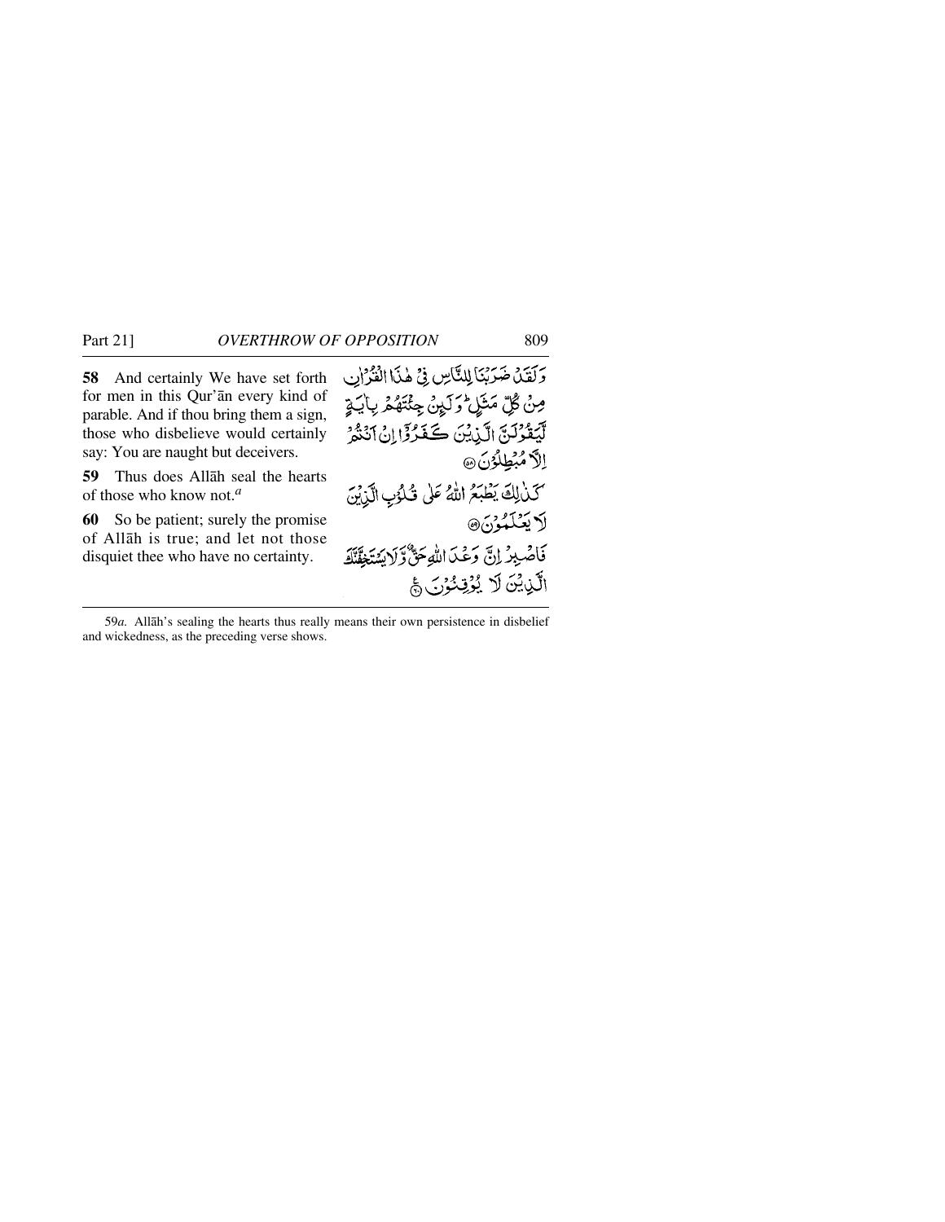**58** And certainly We have set forth for men in this Qur'ān every kind of parable. And if thou bring them a sign, those who disbelieve would certainly say: You are naught but deceivers.

وَلَقَدْ ضَرَبْنَا لِلنَّاسِ فِيْ هٰذَا الْقُرْاٰنِ مِنْ كُلِّ مَثَلٍ ۭ وَلَىِٕنْ جِئْتَهُمْ بِاٰيَةٍ لَّيَقُوْلَنَّ الَّذِيْنَ كَفَرُوْٓا اِنْ اَنْتُمْ اِلَّا مُبْطِلُوْنَ ﴿۵۸﴾

**59** Thus does Allāh seal the hearts of those who know not.[a]

كَذٰلِكَ يَطْبَعُ اللّٰهُ عَلٰى قُلُوْبِ الَّذِيْنَ لَا يَعْلَمُوْنَ ﴿۵۹﴾

**60** So be patient; surely the promise of Allāh is true; and let not those disquiet thee who have no certainty.

فَاصْبِرْ اِنَّ وَعْدَ اللّٰهِ حَقٌّ وَّلَا يَسْتَخِفَّنَّكَ الَّذِيْنَ لَا يُوْقِنُوْنَ ﴿۶۰﴾

---

59*a.* Allāh's sealing the hearts thus really means their own persistence in disbelief and wickedness, as the preceding verse shows.